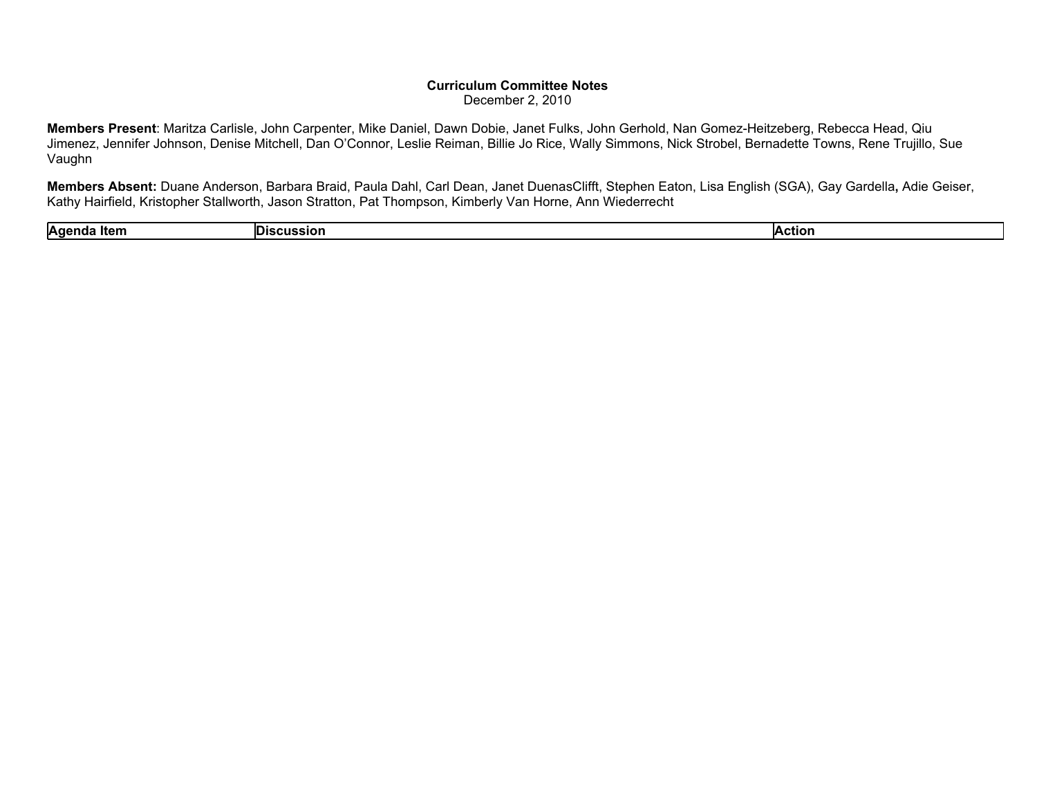**Curriculum Committee Notes**
December 2, 2010

**Members Present**: Maritza Carlisle, John Carpenter, Mike Daniel, Dawn Dobie, Janet Fulks, John Gerhold, Nan Gomez-Heitzeberg, Rebecca Head, Qiu Jimenez, Jennifer Johnson, Denise Mitchell, Dan O'Connor, Leslie Reiman, Billie Jo Rice, Wally Simmons, Nick Strobel, Bernadette Towns, Rene Trujillo, Sue Vaughn

**Members Absent:** Duane Anderson, Barbara Braid, Paula Dahl, Carl Dean, Janet DuenasClifft, Stephen Eaton, Lisa English (SGA), Gay Gardella, Adie Geiser, Kathy Hairfield, Kristopher Stallworth, Jason Stratton, Pat Thompson, Kimberly Van Horne, Ann Wiederrecht

| Agenda Item | Discussion | Action |
| --- | --- | --- |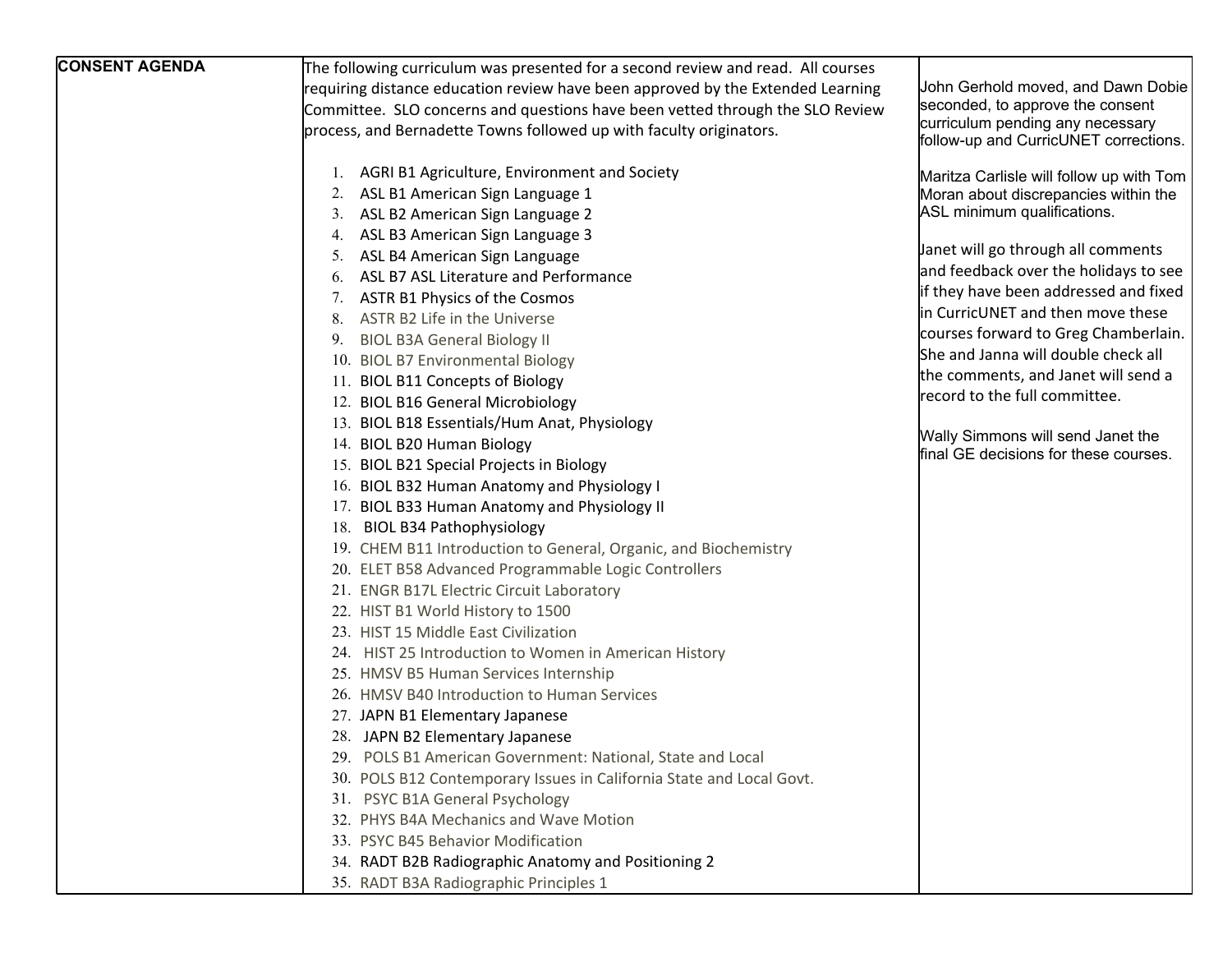| CONSENT AGENDA | The following curriculum was presented for a second review and read. All courses requiring distance education review have been approved by the Extended Learning Committee. SLO concerns and questions have been vetted through the SLO Review process, and Bernadette Towns followed up with faculty originators.<br><br>1. AGRI B1 Agriculture, Environment and Society<br>2. ASL B1 American Sign Language 1<br>3. ASL B2 American Sign Language 2<br>4. ASL B3 American Sign Language 3<br>5. ASL B4 American Sign Language<br>6. ASL B7 ASL Literature and Performance<br>7. ASTR B1 Physics of the Cosmos<br>8. ASTR B2 Life in the Universe<br>9. BIOL B3A General Biology II<br>10. BIOL B7 Environmental Biology<br>11. BIOL B11 Concepts of Biology<br>12. BIOL B16 General Microbiology<br>13. BIOL B18 Essentials/Hum Anat, Physiology<br>14. BIOL B20 Human Biology<br>15. BIOL B21 Special Projects in Biology<br>16. BIOL B32 Human Anatomy and Physiology I<br>17. BIOL B33 Human Anatomy and Physiology II<br>18. BIOL B34 Pathophysiology<br>19. CHEM B11 Introduction to General, Organic, and Biochemistry<br>20. ELET B58 Advanced Programmable Logic Controllers<br>21. ENGR B17L Electric Circuit Laboratory<br>22. HIST B1 World History to 1500<br>23. HIST 15 Middle East Civilization<br>24. HIST 25 Introduction to Women in American History<br>25. HMSV B5 Human Services Internship<br>26. HMSV B40 Introduction to Human Services<br>27. JAPN B1 Elementary Japanese<br>28. JAPN B2 Elementary Japanese<br>29. POLS B1 American Government: National, State and Local<br>30. POLS B12 Contemporary Issues in California State and Local Govt.<br>31. PSYC B1A General Psychology<br>32. PHYS B4A Mechanics and Wave Motion<br>33. PSYC B45 Behavior Modification<br>34. RADT B2B Radiographic Anatomy and Positioning 2<br>35. RADT B3A Radiographic Principles 1 | John Gerhold moved, and Dawn Dobie seconded, to approve the consent curriculum pending any necessary follow-up and CurricUNET corrections.<br><br>Maritza Carlisle will follow up with Tom Moran about discrepancies within the ASL minimum qualifications.<br><br>Janet will go through all comments and feedback over the holidays to see if they have been addressed and fixed in CurricUNET and then move these courses forward to Greg Chamberlain. She and Janna will double check all the comments, and Janet will send a record to the full committee.<br><br>Wally Simmons will send Janet the final GE decisions for these courses. |
|---|---|---|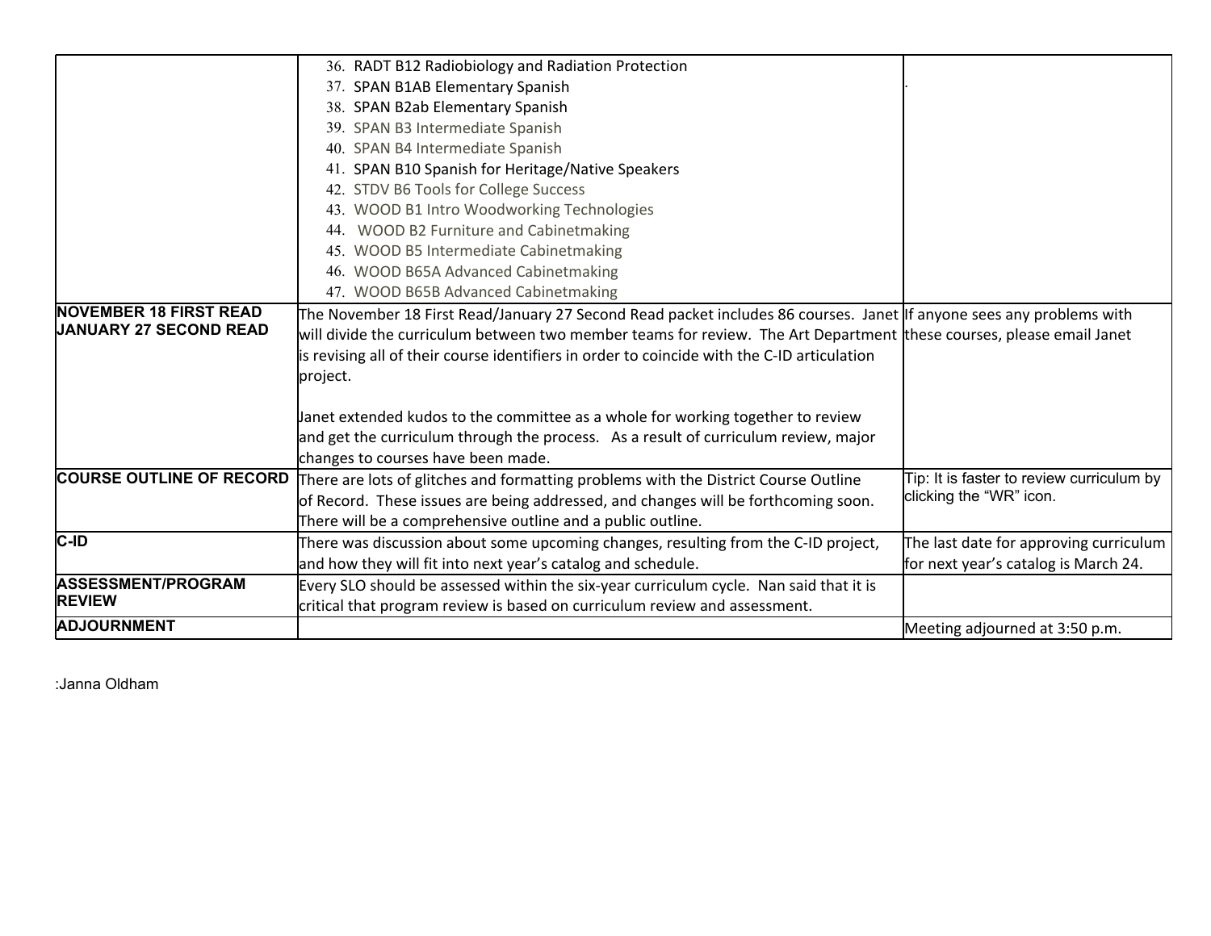| | | |
|---|---|---|
| | 36. RADT B12 Radiobiology and Radiation Protection<br>37. SPAN B1AB Elementary Spanish<br>38. SPAN B2ab Elementary Spanish<br>39. SPAN B3 Intermediate Spanish<br>40. SPAN B4 Intermediate Spanish<br>41. SPAN B10 Spanish for Heritage/Native Speakers<br>42. STDV B6 Tools for College Success<br>43. WOOD B1 Intro Woodworking Technologies<br>44. WOOD B2 Furniture and Cabinetmaking<br>45. WOOD B5 Intermediate Cabinetmaking<br>46. WOOD B65A Advanced Cabinetmaking<br>47. WOOD B65B Advanced Cabinetmaking | . |
| **NOVEMBER 18 FIRST READ JANUARY 27 SECOND READ** | The November 18 First Read/January 27 Second Read packet includes 86 courses. Janet will divide the curriculum between two member teams for review. The Art Department is revising all of their course identifiers in order to coincide with the C-ID articulation project.<br><br>Janet extended kudos to the committee as a whole for working together to review and get the curriculum through the process. As a result of curriculum review, major changes to courses have been made. | If anyone sees any problems with these courses, please email Janet |
| **COURSE OUTLINE OF RECORD** | There are lots of glitches and formatting problems with the District Course Outline of Record. These issues are being addressed, and changes will be forthcoming soon. There will be a comprehensive outline and a public outline. | Tip: It is faster to review curriculum by clicking the "WR" icon. |
| **C-ID** | There was discussion about some upcoming changes, resulting from the C-ID project, and how they will fit into next year's catalog and schedule. | The last date for approving curriculum for next year's catalog is March 24. |
| **ASSESSMENT/PROGRAM REVIEW** | Every SLO should be assessed within the six-year curriculum cycle. Nan said that it is critical that program review is based on curriculum review and assessment. | |
| **ADJOURNMENT** | | Meeting adjourned at 3:50 p.m. |

:Janna Oldham